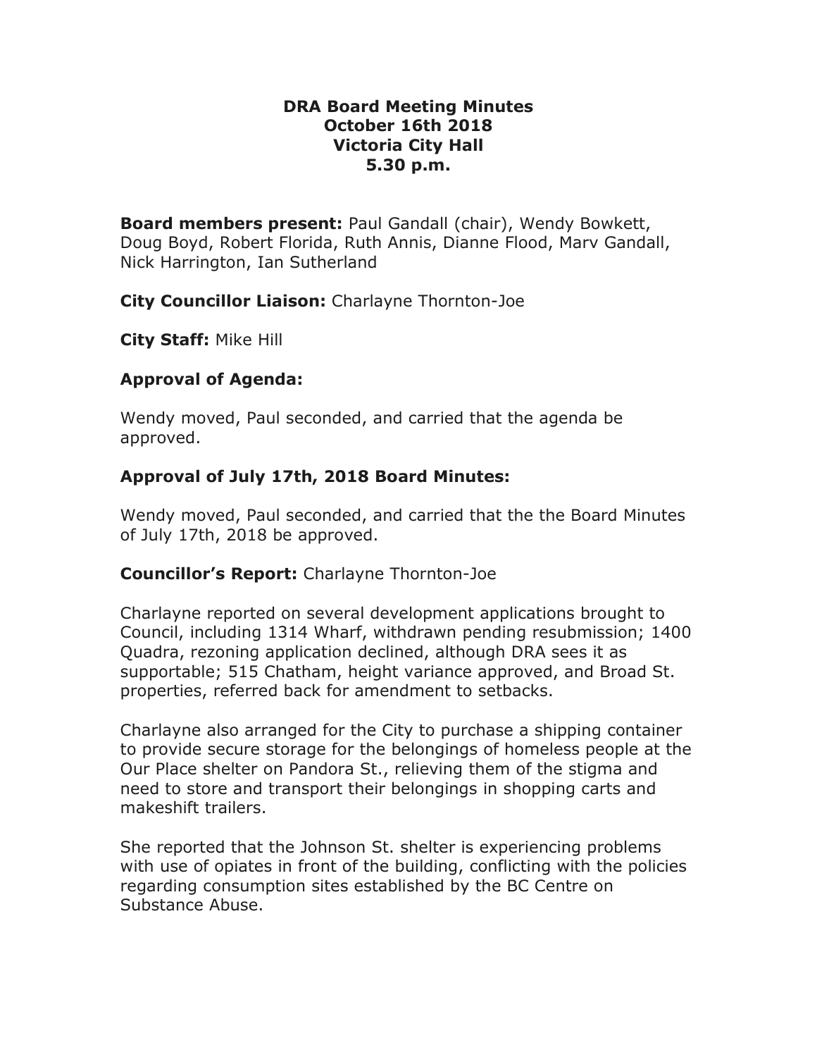# DRA Board Meeting Minutes
## October 16th 2018
## Victoria City Hall
## 5.30 p.m.

**Board members present:** Paul Gandall (chair), Wendy Bowkett, Doug Boyd, Robert Florida, Ruth Annis, Dianne Flood, Marv Gandall, Nick Harrington, Ian Sutherland

**City Councillor Liaison:** Charlayne Thornton-Joe

**City Staff:** Mike Hill

### Approval of Agenda:

Wendy moved, Paul seconded, and carried that the agenda be approved.

### Approval of July 17th, 2018 Board Minutes:

Wendy moved, Paul seconded, and carried that the the Board Minutes of July 17th, 2018 be approved.

**Councillor's Report:** Charlayne Thornton-Joe

Charlayne reported on several development applications brought to Council, including 1314 Wharf, withdrawn pending resubmission; 1400 Quadra, rezoning application declined, although DRA sees it as supportable; 515 Chatham, height variance approved, and Broad St. properties, referred back for amendment to setbacks.

Charlayne also arranged for the City to purchase a shipping container to provide secure storage for the belongings of homeless people at the Our Place shelter on Pandora St., relieving them of the stigma and need to store and transport their belongings in shopping carts and makeshift trailers.

She reported that the Johnson St. shelter is experiencing problems with use of opiates in front of the building, conflicting with the policies regarding consumption sites established by the BC Centre on Substance Abuse.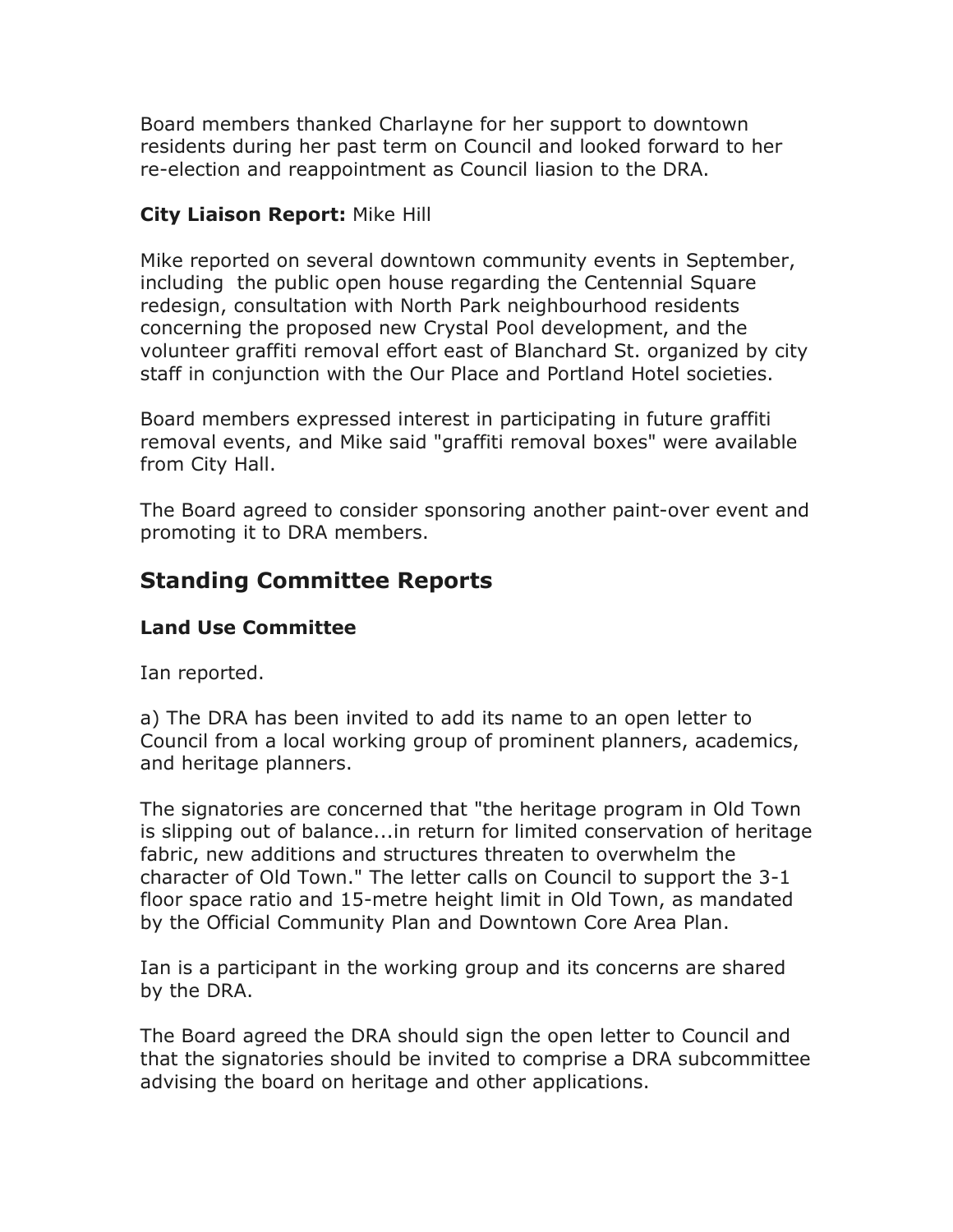Board members thanked Charlayne for her support to downtown residents during her past term on Council and looked forward to her re-election and reappointment as Council liasion to the DRA.

**City Liaison Report:** Mike Hill

Mike reported on several downtown community events in September, including the public open house regarding the Centennial Square redesign, consultation with North Park neighbourhood residents concerning the proposed new Crystal Pool development, and the volunteer graffiti removal effort east of Blanchard St. organized by city staff in conjunction with the Our Place and Portland Hotel societies.

Board members expressed interest in participating in future graffiti removal events, and Mike said "graffiti removal boxes" were available from City Hall.

The Board agreed to consider sponsoring another paint-over event and promoting it to DRA members.

## Standing Committee Reports

### Land Use Committee

Ian reported.

a) The DRA has been invited to add its name to an open letter to Council from a local working group of prominent planners, academics, and heritage planners.

The signatories are concerned that "the heritage program in Old Town is slipping out of balance...in return for limited conservation of heritage fabric, new additions and structures threaten to overwhelm the character of Old Town." The letter calls on Council to support the 3-1 floor space ratio and 15-metre height limit in Old Town, as mandated by the Official Community Plan and Downtown Core Area Plan.

Ian is a participant in the working group and its concerns are shared by the DRA.

The Board agreed the DRA should sign the open letter to Council and that the signatories should be invited to comprise a DRA subcommittee advising the board on heritage and other applications.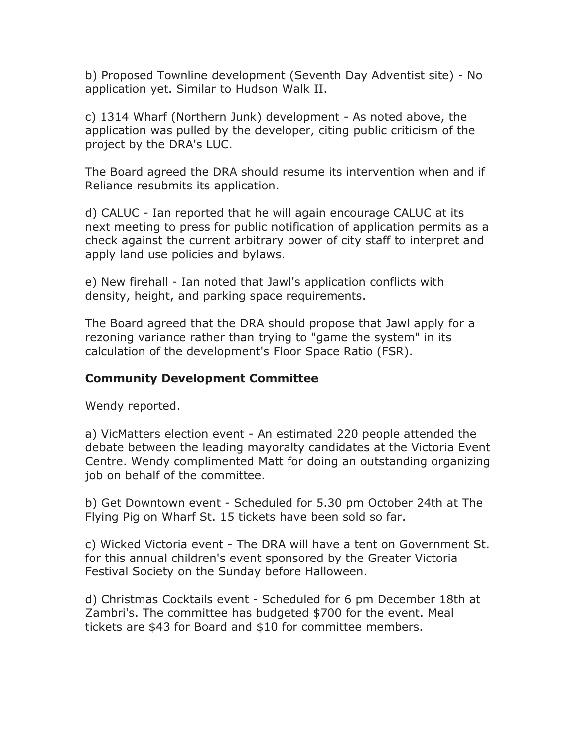b) Proposed Townline development (Seventh Day Adventist site) - No application yet. Similar to Hudson Walk II.

c) 1314 Wharf (Northern Junk) development - As noted above, the application was pulled by the developer, citing public criticism of the project by the DRA's LUC.

The Board agreed the DRA should resume its intervention when and if Reliance resubmits its application.

d) CALUC - Ian reported that he will again encourage CALUC at its next meeting to press for public notification of application permits as a check against the current arbitrary power of city staff to interpret and apply land use policies and bylaws.

e) New firehall - Ian noted that Jawl's application conflicts with density, height, and parking space requirements.

The Board agreed that the DRA should propose that Jawl apply for a rezoning variance rather than trying to "game the system" in its calculation of the development's Floor Space Ratio (FSR).

**Community Development Committee**

Wendy reported.

a) VicMatters election event - An estimated 220 people attended the debate between the leading mayoralty candidates at the Victoria Event Centre. Wendy complimented Matt for doing an outstanding organizing job on behalf of the committee.

b) Get Downtown event - Scheduled for 5.30 pm October 24th at The Flying Pig on Wharf St. 15 tickets have been sold so far.

c) Wicked Victoria event - The DRA will have a tent on Government St. for this annual children's event sponsored by the Greater Victoria Festival Society on the Sunday before Halloween.

d) Christmas Cocktails event - Scheduled for 6 pm December 18th at Zambri's. The committee has budgeted $700 for the event. Meal tickets are $43 for Board and $10 for committee members.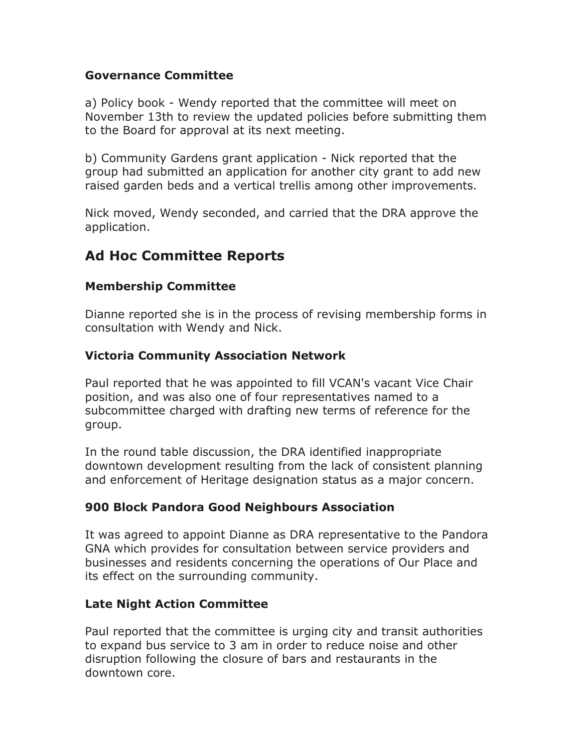### Governance Committee

a) Policy book - Wendy reported that the committee will meet on November 13th to review the updated policies before submitting them to the Board for approval at its next meeting.

b) Community Gardens grant application - Nick reported that the group had submitted an application for another city grant to add new raised garden beds and a vertical trellis among other improvements.

Nick moved, Wendy seconded, and carried that the DRA approve the application.

## Ad Hoc Committee Reports

### Membership Committee

Dianne reported she is in the process of revising membership forms in consultation with Wendy and Nick.

### Victoria Community Association Network

Paul reported that he was appointed to fill VCAN's vacant Vice Chair position, and was also one of four representatives named to a subcommittee charged with drafting new terms of reference for the group.

In the round table discussion, the DRA identified inappropriate downtown development resulting from the lack of consistent planning and enforcement of Heritage designation status as a major concern.

### 900 Block Pandora Good Neighbours Association

It was agreed to appoint Dianne as DRA representative to the Pandora GNA which provides for consultation between service providers and businesses and residents concerning the operations of Our Place and its effect on the surrounding community.

### Late Night Action Committee

Paul reported that the committee is urging city and transit authorities to expand bus service to 3 am in order to reduce noise and other disruption following the closure of bars and restaurants in the downtown core.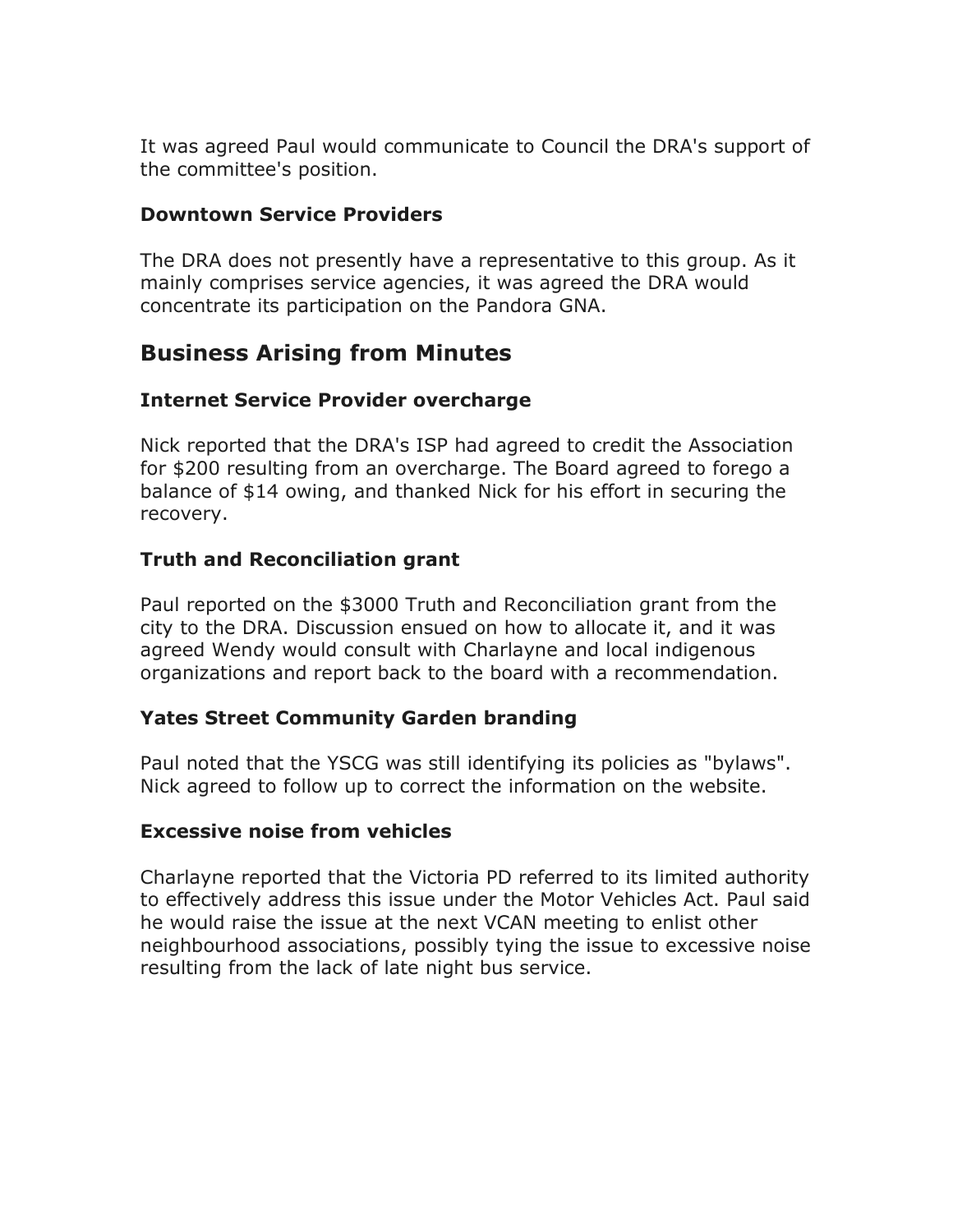It was agreed Paul would communicate to Council the DRA's support of the committee's position.

### Downtown Service Providers

The DRA does not presently have a representative to this group. As it mainly comprises service agencies, it was agreed the DRA would concentrate its participation on the Pandora GNA.

## Business Arising from Minutes

### Internet Service Provider overcharge

Nick reported that the DRA's ISP had agreed to credit the Association for $200 resulting from an overcharge. The Board agreed to forego a balance of $14 owing, and thanked Nick for his effort in securing the recovery.

### Truth and Reconciliation grant

Paul reported on the $3000 Truth and Reconciliation grant from the city to the DRA. Discussion ensued on how to allocate it, and it was agreed Wendy would consult with Charlayne and local indigenous organizations and report back to the board with a recommendation.

### Yates Street Community Garden branding

Paul noted that the YSCG was still identifying its policies as "bylaws". Nick agreed to follow up to correct the information on the website.

### Excessive noise from vehicles

Charlayne reported that the Victoria PD referred to its limited authority to effectively address this issue under the Motor Vehicles Act. Paul said he would raise the issue at the next VCAN meeting to enlist other neighbourhood associations, possibly tying the issue to excessive noise resulting from the lack of late night bus service.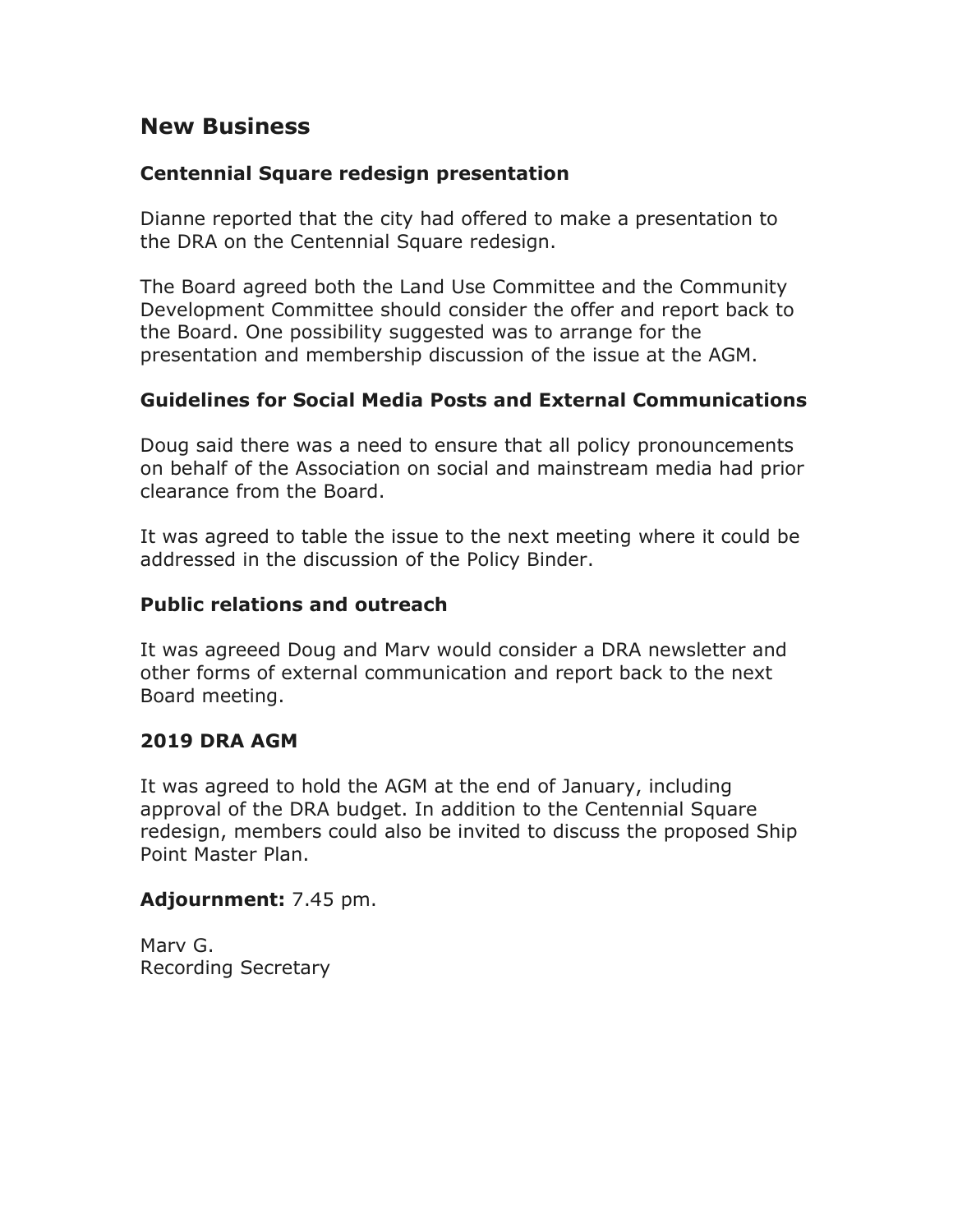## New Business

### Centennial Square redesign presentation

Dianne reported that the city had offered to make a presentation to the DRA on the Centennial Square redesign.

The Board agreed both the Land Use Committee and the Community Development Committee should consider the offer and report back to the Board. One possibility suggested was to arrange for the presentation and membership discussion of the issue at the AGM.

### Guidelines for Social Media Posts and External Communications

Doug said there was a need to ensure that all policy pronouncements on behalf of the Association on social and mainstream media had prior clearance from the Board.

It was agreed to table the issue to the next meeting where it could be addressed in the discussion of the Policy Binder.

### Public relations and outreach

It was agreeed Doug and Marv would consider a DRA newsletter and other forms of external communication and report back to the next Board meeting.

### 2019 DRA AGM

It was agreed to hold the AGM at the end of January, including approval of the DRA budget. In addition to the Centennial Square redesign, members could also be invited to discuss the proposed Ship Point Master Plan.

**Adjournment:** 7.45 pm.

Marv G.
Recording Secretary